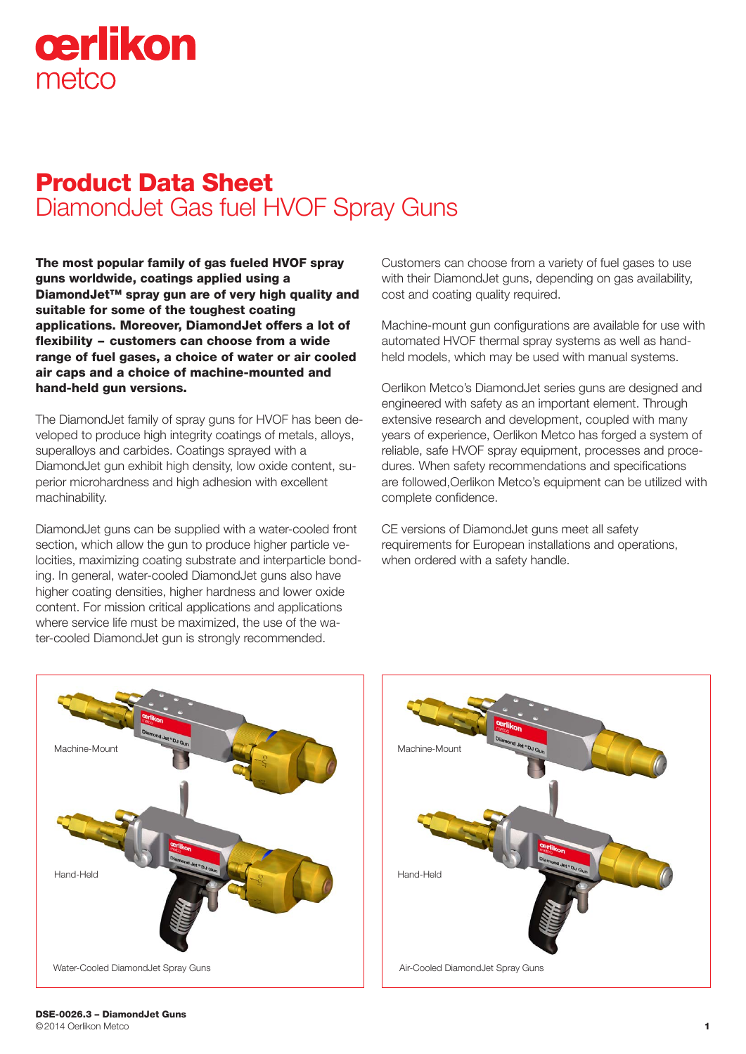# Product Data Sheet
## DiamondJet Gas fuel HVOF Spray Guns

**The most popular family of gas fueled HVOF spray guns worldwide, coatings applied using a DiamondJet™ spray gun are of very high quality and suitable for some of the toughest coating applications. Moreover, DiamondJet offers a lot of flexibility – customers can choose from a wide range of fuel gases, a choice of water or air cooled air caps and a choice of machine-mounted and hand-held gun versions.**

The DiamondJet family of spray guns for HVOF has been developed to produce high integrity coatings of metals, alloys, superalloys and carbides. Coatings sprayed with a DiamondJet gun exhibit high density, low oxide content, superior microhardness and high adhesion with excellent machinability.

DiamondJet guns can be supplied with a water-cooled front section, which allow the gun to produce higher particle velocities, maximizing coating substrate and interparticle bonding. In general, water-cooled DiamondJet guns also have higher coating densities, higher hardness and lower oxide content. For mission critical applications and applications where service life must be maximized, the use of the water-cooled DiamondJet gun is strongly recommended.

Customers can choose from a variety of fuel gases to use with their DiamondJet guns, depending on gas availability, cost and coating quality required.

Machine-mount gun configurations are available for use with automated HVOF thermal spray systems as well as hand-held models, which may be used with manual systems.

Oerlikon Metco's DiamondJet series guns are designed and engineered with safety as an important element. Through extensive research and development, coupled with many years of experience, Oerlikon Metco has forged a system of reliable, safe HVOF spray equipment, processes and procedures. When safety recommendations and specifications are followed,Oerlikon Metco's equipment can be utilized with complete confidence.

CE versions of DiamondJet guns meet all safety requirements for European installations and operations, when ordered with a safety handle.

Machine-Mount

Hand-Held

Water-Cooled DiamondJet Spray Guns

Machine-Mount

Hand-Held

Air-Cooled DiamondJet Spray Guns

**DSE-0026.3 – DiamondJet Guns**
©2014 Oerlikon Metco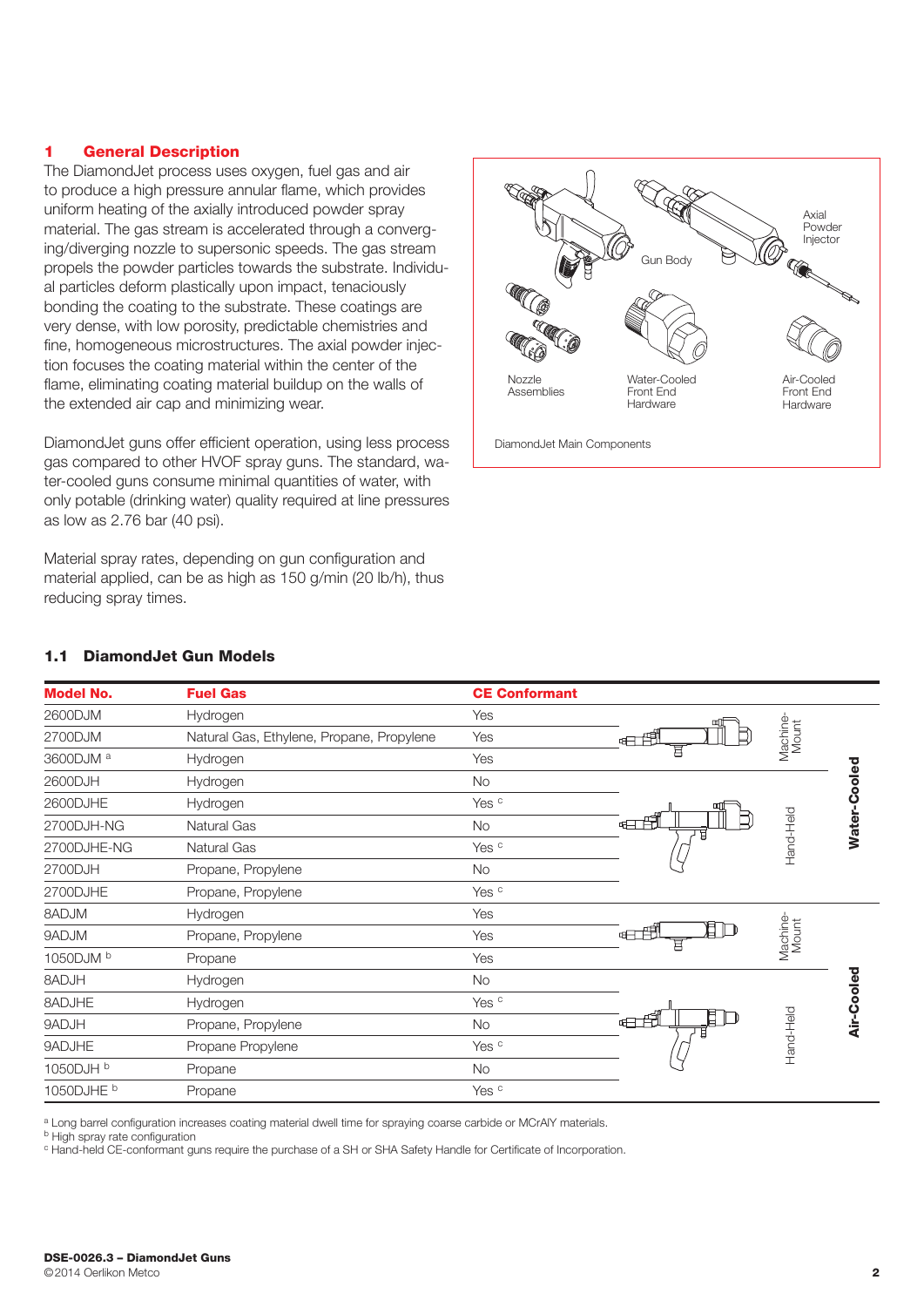## 1 General Description

The DiamondJet process uses oxygen, fuel gas and air to produce a high pressure annular flame, which provides uniform heating of the axially introduced powder spray material. The gas stream is accelerated through a converging/diverging nozzle to supersonic speeds. The gas stream propels the powder particles towards the substrate. Individual particles deform plastically upon impact, tenaciously bonding the coating to the substrate. These coatings are very dense, with low porosity, predictable chemistries and fine, homogeneous microstructures. The axial powder injection focuses the coating material within the center of the flame, eliminating coating material buildup on the walls of the extended air cap and minimizing wear.

DiamondJet guns offer efficient operation, using less process gas compared to other HVOF spray guns. The standard, water-cooled guns consume minimal quantities of water, with only potable (drinking water) quality required at line pressures as low as 2.76 bar (40 psi).

Material spray rates, depending on gun configuration and material applied, can be as high as 150 g/min (20 lb/h), thus reducing spray times.

Gun Body; Axial Powder Injector; Nozzle Assemblies; Water-Cooled Front End Hardware; Air-Cooled Front End Hardware

DiamondJet Main Components

### 1.1 DiamondJet Gun Models

| Model No. | Fuel Gas | CE Conformant | Mount | Cooling |
|---|---|---|---|---|
| 2600DJM | Hydrogen | Yes | Machine-Mount | Water-Cooled |
| 2700DJM | Natural Gas, Ethylene, Propane, Propylene | Yes | Machine-Mount | Water-Cooled |
| 3600DJM [a] | Hydrogen | Yes | Machine-Mount | Water-Cooled |
| 2600DJH | Hydrogen | No | Hand-Held | Water-Cooled |
| 2600DJHE | Hydrogen | Yes [c] | Hand-Held | Water-Cooled |
| 2700DJH-NG | Natural Gas | No | Hand-Held | Water-Cooled |
| 2700DJHE-NG | Natural Gas | Yes [c] | Hand-Held | Water-Cooled |
| 2700DJH | Propane, Propylene | No | Hand-Held | Water-Cooled |
| 2700DJHE | Propane, Propylene | Yes [c] | Hand-Held | Water-Cooled |
| 8ADJM | Hydrogen | Yes | Machine-Mount | Air-Cooled |
| 9ADJM | Propane, Propylene | Yes | Machine-Mount | Air-Cooled |
| 1050DJM [b] | Propane | Yes | Machine-Mount | Air-Cooled |
| 8ADJH | Hydrogen | No | Hand-Held | Air-Cooled |
| 8ADJHE | Hydrogen | Yes [c] | Hand-Held | Air-Cooled |
| 9ADJH | Propane, Propylene | No | Hand-Held | Air-Cooled |
| 9ADJHE | Propane Propylene | Yes [c] | Hand-Held | Air-Cooled |
| 1050DJH [b] | Propane | No | Hand-Held | Air-Cooled |
| 1050DJHE [b] | Propane | Yes [c] | Hand-Held | Air-Cooled |

[a] Long barrel configuration increases coating material dwell time for spraying coarse carbide or MCrAlY materials.
[b] High spray rate configuration
[c] Hand-held CE-conformant guns require the purchase of a SH or SHA Safety Handle for Certificate of Incorporation.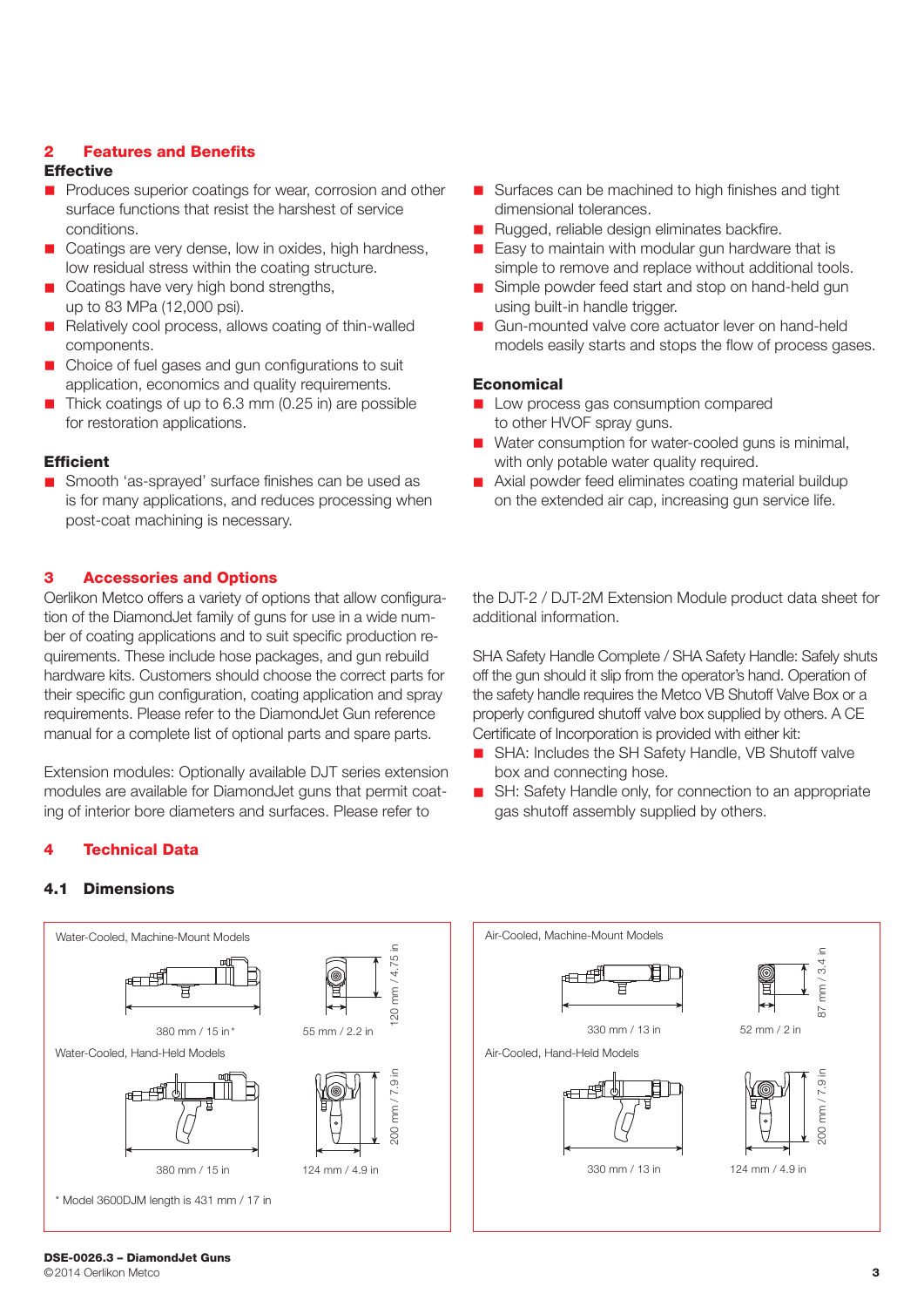## 2 Features and Benefits

### Effective

- Produces superior coatings for wear, corrosion and other surface functions that resist the harshest of service conditions.
- Coatings are very dense, low in oxides, high hardness, low residual stress within the coating structure.
- Coatings have very high bond strengths, up to 83 MPa (12,000 psi).
- Relatively cool process, allows coating of thin-walled components.
- Choice of fuel gases and gun configurations to suit application, economics and quality requirements.
- Thick coatings of up to 6.3 mm (0.25 in) are possible for restoration applications.

### Efficient

- Smooth 'as-sprayed' surface finishes can be used as is for many applications, and reduces processing when post-coat machining is necessary.
- Surfaces can be machined to high finishes and tight dimensional tolerances.
- Rugged, reliable design eliminates backfire.
- Easy to maintain with modular gun hardware that is simple to remove and replace without additional tools.
- Simple powder feed start and stop on hand-held gun using built-in handle trigger.
- Gun-mounted valve core actuator lever on hand-held models easily starts and stops the flow of process gases.

### Economical

- Low process gas consumption compared to other HVOF spray guns.
- Water consumption for water-cooled guns is minimal, with only potable water quality required.
- Axial powder feed eliminates coating material buildup on the extended air cap, increasing gun service life.

## 3 Accessories and Options

Oerlikon Metco offers a variety of options that allow configuration of the DiamondJet family of guns for use in a wide number of coating applications and to suit specific production requirements. These include hose packages, and gun rebuild hardware kits. Customers should choose the correct parts for their specific gun configuration, coating application and spray requirements. Please refer to the DiamondJet Gun reference manual for a complete list of optional parts and spare parts.

Extension modules: Optionally available DJT series extension modules are available for DiamondJet guns that permit coating of interior bore diameters and surfaces. Please refer to the DJT-2 / DJT-2M Extension Module product data sheet for additional information.

SHA Safety Handle Complete / SHA Safety Handle: Safely shuts off the gun should it slip from the operator's hand. Operation of the safety handle requires the Metco VB Shutoff Valve Box or a properly configured shutoff valve box supplied by others. A CE Certificate of Incorporation is provided with either kit:

- SHA: Includes the SH Safety Handle, VB Shutoff valve box and connecting hose.
- SH: Safety Handle only, for connection to an appropriate gas shutoff assembly supplied by others.

## 4 Technical Data

### 4.1 Dimensions

Water-Cooled, Machine-Mount Models

380 mm / 15 in* | 55 mm / 2.2 in | 120 mm / 4.75 in

Water-Cooled, Hand-Held Models

380 mm / 15 in | 124 mm / 4.9 in | 200 mm / 7.9 in

\* Model 3600DJM length is 431 mm / 17 in

Air-Cooled, Machine-Mount Models

330 mm / 13 in | 52 mm / 2 in | 87 mm / 3.4 in

Air-Cooled, Hand-Held Models

330 mm / 13 in | 124 mm / 4.9 in | 200 mm / 7.9 in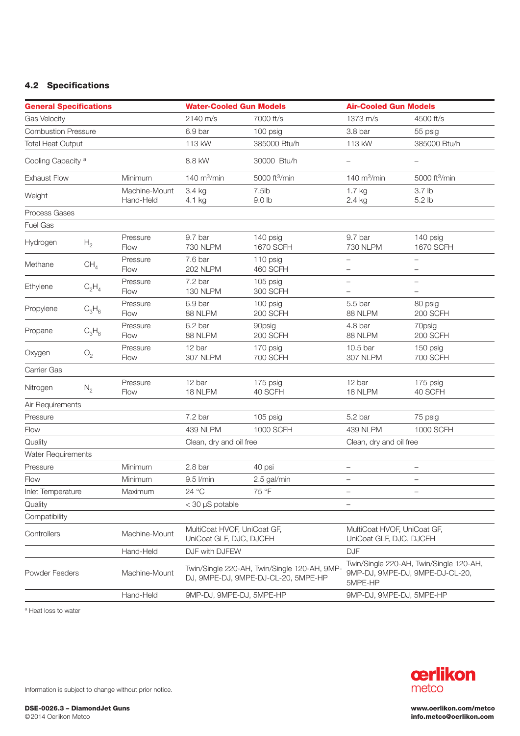## 4.2 Specifications

| General Specifications | | | Water-Cooled Gun Models | | Air-Cooled Gun Models | |
|---|---|---|---|---|---|---|
| Gas Velocity | | | 2140 m/s | 7000 ft/s | 1373 m/s | 4500 ft/s |
| Combustion Pressure | | | 6.9 bar | 100 psig | 3.8 bar | 55 psig |
| Total Heat Output | | | 113 kW | 385000 Btu/h | 113 kW | 385000 Btu/h |
| Cooling Capacity [a] | | | 8.8 kW | 30000 Btu/h | – | – |
| Exhaust Flow | | Minimum | 140 $m^3$/min | 5000 $ft^3$/min | 140 $m^3$/min | 5000 $ft^3$/min |
| Weight | | Machine-Mount<br>Hand-Held | 3.4 kg<br>4.1 kg | 7.5lb<br>9.0 lb | 1.7 kg<br>2.4 kg | 3.7 lb<br>5.2 lb |
| Process Gases | | | | | | |
| Fuel Gas | | | | | | |
| Hydrogen | $H_2$ | Pressure<br>Flow | 9.7 bar<br>730 NLPM | 140 psig<br>1670 SCFH | 9.7 bar<br>730 NLPM | 140 psig<br>1670 SCFH |
| Methane | $CH_4$ | Pressure<br>Flow | 7.6 bar<br>202 NLPM | 110 psig<br>460 SCFH | –<br>– | –<br>– |
| Ethylene | $C_2H_4$ | Pressure<br>Flow | 7.2 bar<br>130 NLPM | 105 psig<br>300 SCFH | –<br>– | –<br>– |
| Propylene | $C_3H_6$ | Pressure<br>Flow | 6.9 bar<br>88 NLPM | 100 psig<br>200 SCFH | 5.5 bar<br>88 NLPM | 80 psig<br>200 SCFH |
| Propane | $C_3H_8$ | Pressure<br>Flow | 6.2 bar<br>88 NLPM | 90psig<br>200 SCFH | 4.8 bar<br>88 NLPM | 70psig<br>200 SCFH |
| Oxygen | $O_2$ | Pressure<br>Flow | 12 bar<br>307 NLPM | 170 psig<br>700 SCFH | 10.5 bar<br>307 NLPM | 150 psig<br>700 SCFH |
| Carrier Gas | | | | | | |
| Nitrogen | $N_2$ | Pressure<br>Flow | 12 bar<br>18 NLPM | 175 psig<br>40 SCFH | 12 bar<br>18 NLPM | 175 psig<br>40 SCFH |
| Air Requirements | | | | | | |
| Pressure | | | 7.2 bar | 105 psig | 5.2 bar | 75 psig |
| Flow | | | 439 NLPM | 1000 SCFH | 439 NLPM | 1000 SCFH |
| Quality | | | Clean, dry and oil free | | Clean, dry and oil free | |
| Water Requirements | | | | | | |
| Pressure | | Minimum | 2.8 bar | 40 psi | – | – |
| Flow | | Minimum | 9.5 l/min | 2.5 gal/min | – | – |
| Inlet Temperature | | Maximum | 24 °C | 75 °F | – | – |
| Quality | | | < 30 µS potable | | – | |
| Compatibility | | | | | | |
| Controllers | | Machine-Mount | MultiCoat HVOF, UniCoat GF, UniCoat GLF, DJC, DJCEH | | MultiCoat HVOF, UniCoat GF, UniCoat GLF, DJC, DJCEH | |
| | | Hand-Held | DJF with DJFEW | | DJF | |
| Powder Feeders | | Machine-Mount | Twin/Single 220-AH, Twin/Single 120-AH, 9MP-DJ, 9MPE-DJ, 9MPE-DJ-CL-20, 5MPE-HP | | Twin/Single 220-AH, Twin/Single 120-AH, 9MP-DJ, 9MPE-DJ, 9MPE-DJ-CL-20, 5MPE-HP | |
| | | Hand-Held | 9MP-DJ, 9MPE-DJ, 5MPE-HP | | 9MP-DJ, 9MPE-DJ, 5MPE-HP | |

[a] Heat loss to water

Information is subject to change without notice.

**DSE-0026.3 – DiamondJet Guns**
©2014 Oerlikon Metco

**www.oerlikon.com/metco**
**info.metco@oerlikon.com**